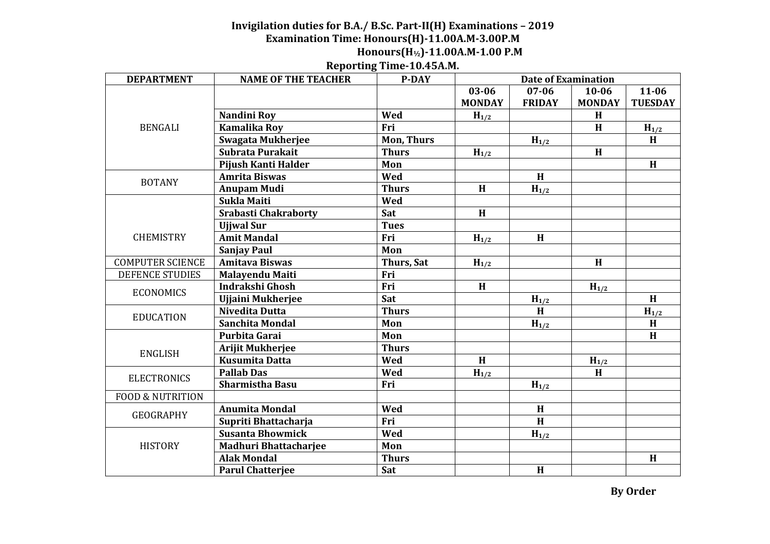**Invigilation duties for B.A./ B.Sc. Part-II(H) Examinations – 2019**

**Examination Time: Honours(H)-11.00A.M-3.00P.M**

**Honours($H_{1/2}$)-11.00A.M-1.00 P.M**

**Reporting Time-10.45A.M.**

| DEPARTMENT | NAME OF THE TEACHER | P-DAY | Date of Examination | | | |
|---|---|---|---|---|---|---|
| | | | 03-06 MONDAY | 07-06 FRIDAY | 10-06 MONDAY | 11-06 TUESDAY |
| BENGALI | Nandini Roy | Wed | $H_{1/2}$ | | H | |
| | Kamalika Roy | Fri | | | H | $H_{1/2}$ |
| | Swagata Mukherjee | Mon, Thurs | | $H_{1/2}$ | | H |
| | Subrata Purakait | Thurs | $H_{1/2}$ | | H | |
| | Pijush Kanti Halder | Mon | | | | H |
| BOTANY | Amrita Biswas | Wed | | H | | |
| | Anupam Mudi | Thurs | H | $H_{1/2}$ | | |
| CHEMISTRY | Sukla Maiti | Wed | | | | |
| | Srabasti Chakraborty | Sat | H | | | |
| | Ujjwal Sur | Tues | | | | |
| | Amit Mandal | Fri | $H_{1/2}$ | H | | |
| | Sanjay Paul | Mon | | | | |
| COMPUTER SCIENCE | Amitava Biswas | Thurs, Sat | $H_{1/2}$ | | H | |
| DEFENCE STUDIES | Malayendu Maiti | Fri | | | | |
| ECONOMICS | Indrakshi Ghosh | Fri | H | | $H_{1/2}$ | |
| | Ujjaini Mukherjee | Sat | | $H_{1/2}$ | | H |
| EDUCATION | Nivedita Dutta | Thurs | | H | | $H_{1/2}$ |
| | Sanchita Mondal | Mon | | $H_{1/2}$ | | H |
| ENGLISH | Purbita Garai | Mon | | | | H |
| | Arijit Mukherjee | Thurs | | | | |
| | Kusumita Datta | Wed | H | | $H_{1/2}$ | |
| ELECTRONICS | Pallab Das | Wed | $H_{1/2}$ | | H | |
| | Sharmistha Basu | Fri | | $H_{1/2}$ | | |
| FOOD & NUTRITION | | | | | | |
| GEOGRAPHY | Anumita Mondal | Wed | | H | | |
| | Supriti Bhattacharja | Fri | | H | | |
| HISTORY | Susanta Bhowmick | Wed | | $H_{1/2}$ | | |
| | Madhuri Bhattacharjee | Mon | | | | |
| | Alak Mondal | Thurs | | | | H |
| | Parul Chatterjee | Sat | | H | | |

**By Order**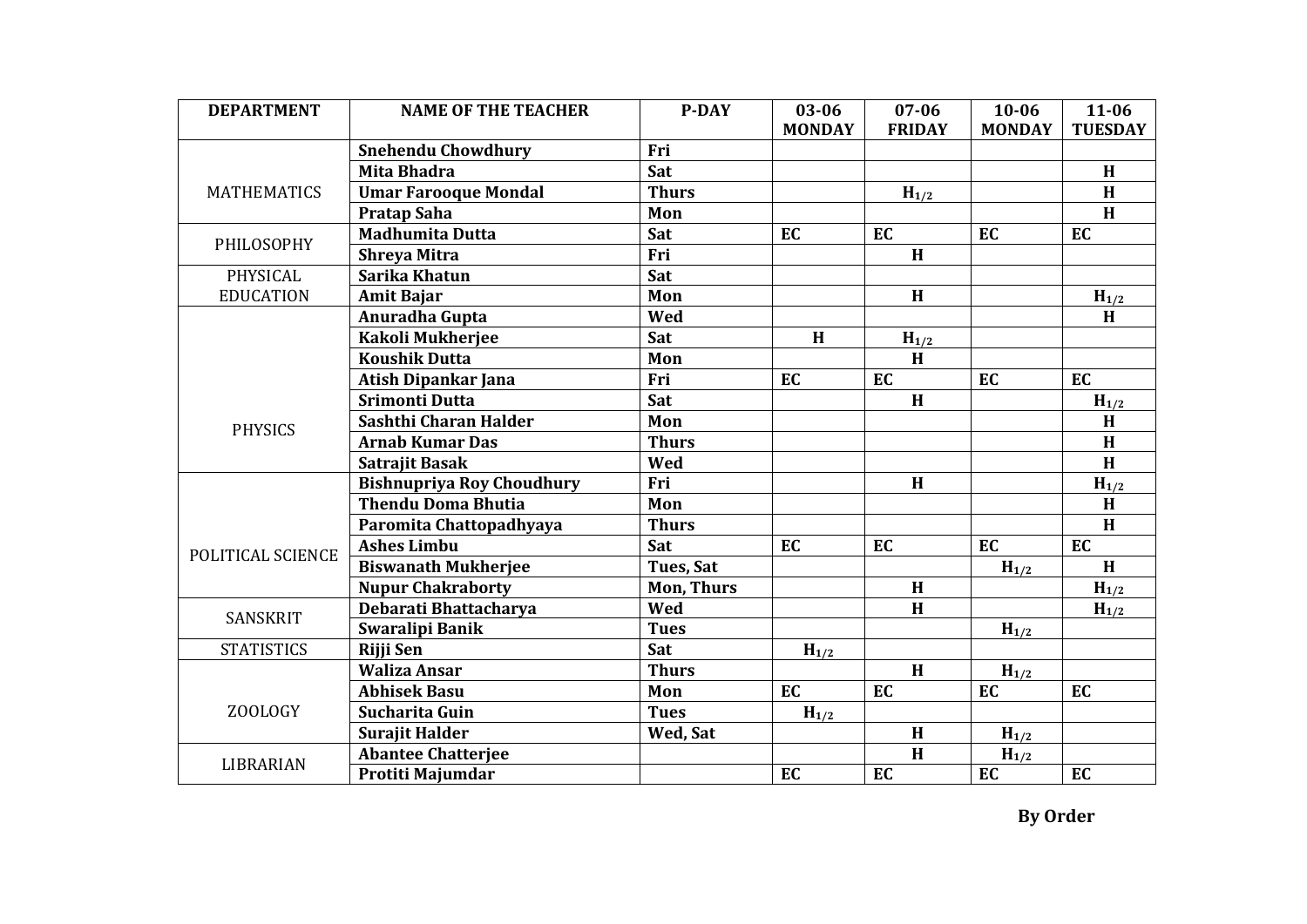| DEPARTMENT | NAME OF THE TEACHER | P-DAY | 03-06 MONDAY | 07-06 FRIDAY | 10-06 MONDAY | 11-06 TUESDAY |
|---|---|---|---|---|---|---|
| MATHEMATICS | **Snehendu Chowdhury** | **Fri** | | | | |
| | **Mita Bhadra** | **Sat** | | | | **H** |
| | **Umar Farooque Mondal** | **Thurs** | | $H_{1/2}$ | | **H** |
| | **Pratap Saha** | **Mon** | | | | **H** |
| PHILOSOPHY | **Madhumita Dutta** | **Sat** | **EC** | **EC** | **EC** | **EC** |
| | **Shreya Mitra** | **Fri** | | **H** | | |
| PHYSICAL EDUCATION | **Sarika Khatun** | **Sat** | | | | |
| | **Amit Bajar** | **Mon** | | **H** | | $H_{1/2}$ |
| PHYSICS | **Anuradha Gupta** | **Wed** | | | | **H** |
| | **Kakoli Mukherjee** | **Sat** | **H** | $H_{1/2}$ | | |
| | **Koushik Dutta** | **Mon** | | **H** | | |
| | **Atish Dipankar Jana** | **Fri** | **EC** | **EC** | **EC** | **EC** |
| | **Srimonti Dutta** | **Sat** | | **H** | | $H_{1/2}$ |
| | **Sashthi Charan Halder** | **Mon** | | | | **H** |
| | **Arnab Kumar Das** | **Thurs** | | | | **H** |
| | **Satrajit Basak** | **Wed** | | | | **H** |
| POLITICAL SCIENCE | **Bishnupriya Roy Choudhury** | **Fri** | | **H** | | $H_{1/2}$ |
| | **Thendu Doma Bhutia** | **Mon** | | | | **H** |
| | **Paromita Chattopadhyaya** | **Thurs** | | | | **H** |
| | **Ashes Limbu** | **Sat** | **EC** | **EC** | **EC** | **EC** |
| | **Biswanath Mukherjee** | **Tues, Sat** | | | $H_{1/2}$ | **H** |
| | **Nupur Chakraborty** | **Mon, Thurs** | | **H** | | $H_{1/2}$ |
| SANSKRIT | **Debarati Bhattacharya** | **Wed** | | **H** | | $H_{1/2}$ |
| | **Swaralipi Banik** | **Tues** | | | $H_{1/2}$ | |
| STATISTICS | **Rijji Sen** | **Sat** | $H_{1/2}$ | | | |
| ZOOLOGY | **Waliza Ansar** | **Thurs** | | **H** | $H_{1/2}$ | |
| | **Abhisek Basu** | **Mon** | **EC** | **EC** | **EC** | **EC** |
| | **Sucharita Guin** | **Tues** | $H_{1/2}$ | | | |
| | **Surajit Halder** | **Wed, Sat** | | **H** | $H_{1/2}$ | |
| LIBRARIAN | **Abantee Chatterjee** | | | **H** | $H_{1/2}$ | |
| | **Protiti Majumdar** | | **EC** | **EC** | **EC** | **EC** |

**By Order**